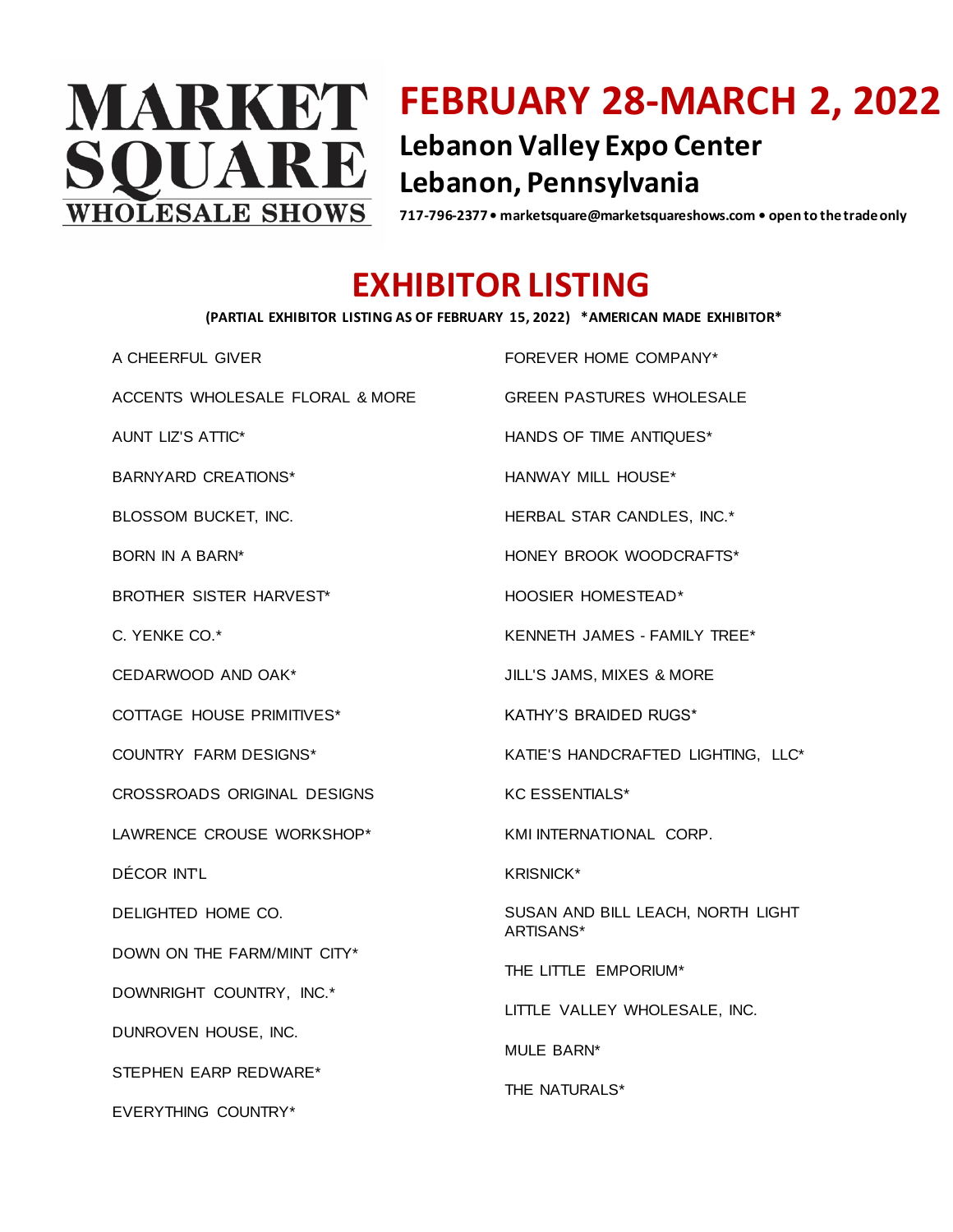# MARKET SQUARE WHOLESALE SHOWS

# FEBRUARY 28-MARCH 2, 2022

## Lebanon Valley Expo Center
## Lebanon, Pennsylvania

**717-796-2377 • marketsquare@marketsquareshows.com • open to the trade only**

# EXHIBITOR LISTING

**(PARTIAL EXHIBITOR LISTING AS OF FEBRUARY 15, 2022) *AMERICAN MADE EXHIBITOR***

A CHEERFUL GIVER

ACCENTS WHOLESALE FLORAL & MORE

AUNT LIZ'S ATTIC*

BARNYARD CREATIONS*

BLOSSOM BUCKET, INC.

BORN IN A BARN*

BROTHER SISTER HARVEST*

C. YENKE CO.*

CEDARWOOD AND OAK*

COTTAGE HOUSE PRIMITIVES*

COUNTRY FARM DESIGNS*

CROSSROADS ORIGINAL DESIGNS

LAWRENCE CROUSE WORKSHOP*

DÉCOR INT'L

DELIGHTED HOME CO.

DOWN ON THE FARM/MINT CITY*

DOWNRIGHT COUNTRY, INC.*

DUNROVEN HOUSE, INC.

STEPHEN EARP REDWARE*

EVERYTHING COUNTRY*

FOREVER HOME COMPANY*

GREEN PASTURES WHOLESALE

HANDS OF TIME ANTIQUES*

HANWAY MILL HOUSE*

HERBAL STAR CANDLES, INC.*

HONEY BROOK WOODCRAFTS*

HOOSIER HOMESTEAD*

KENNETH JAMES - FAMILY TREE*

JILL'S JAMS, MIXES & MORE

KATHY'S BRAIDED RUGS*

KATIE'S HANDCRAFTED LIGHTING, LLC*

KC ESSENTIALS*

KMI INTERNATIONAL CORP.

KRISNICK*

SUSAN AND BILL LEACH, NORTH LIGHT ARTISANS*

THE LITTLE EMPORIUM*

LITTLE VALLEY WHOLESALE, INC.

MULE BARN*

THE NATURALS*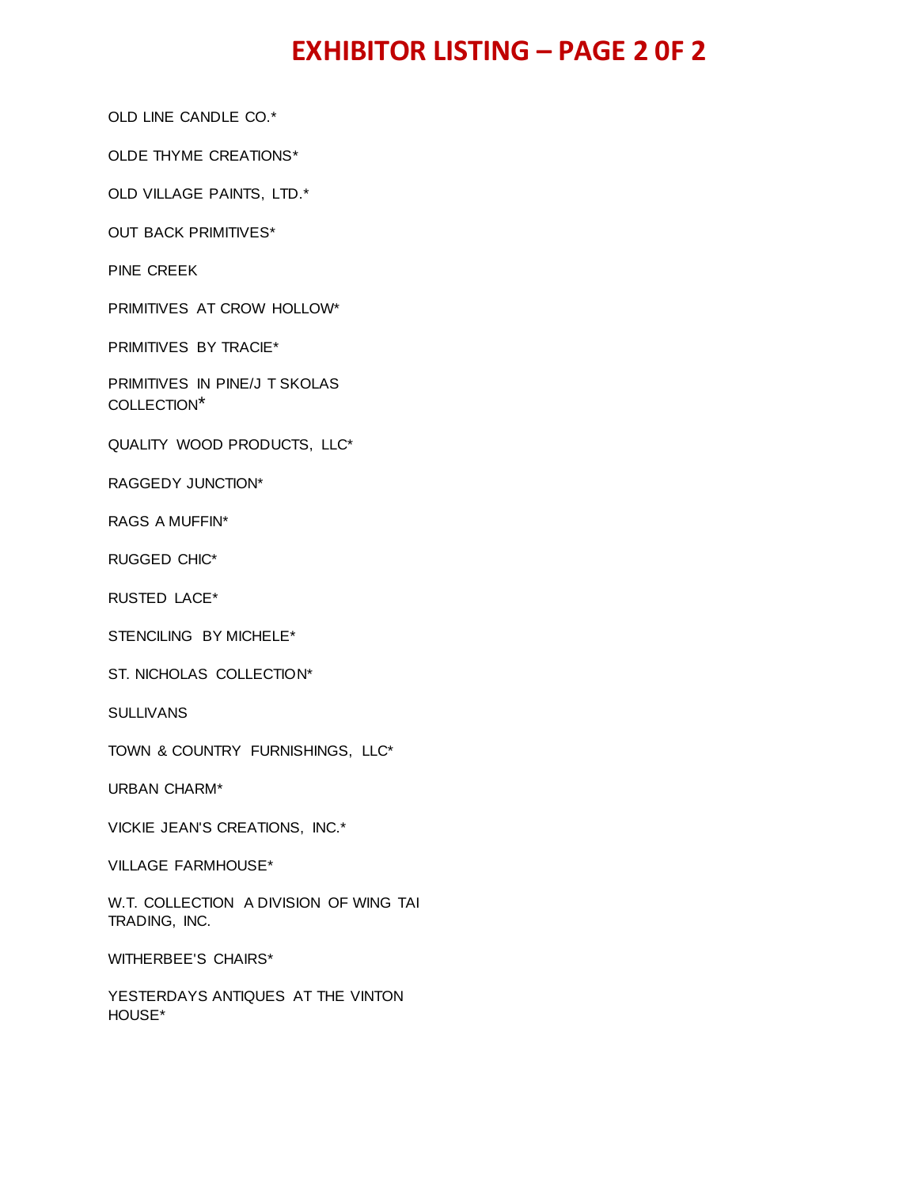# EXHIBITOR LISTING – PAGE 2 0F 2

OLD LINE CANDLE CO.*

OLDE THYME CREATIONS*

OLD VILLAGE PAINTS, LTD.*

OUT BACK PRIMITIVES*

PINE CREEK

PRIMITIVES AT CROW HOLLOW*

PRIMITIVES BY TRACIE*

PRIMITIVES IN PINE/J T SKOLAS COLLECTION*

QUALITY WOOD PRODUCTS, LLC*

RAGGEDY JUNCTION*

RAGS A MUFFIN*

RUGGED CHIC*

RUSTED LACE*

STENCILING BY MICHELE*

ST. NICHOLAS COLLECTION*

SULLIVANS

TOWN & COUNTRY FURNISHINGS, LLC*

URBAN CHARM*

VICKIE JEAN'S CREATIONS, INC.*

VILLAGE FARMHOUSE*

W.T. COLLECTION A DIVISION OF WING TAI TRADING, INC.

WITHERBEE'S CHAIRS*

YESTERDAYS ANTIQUES AT THE VINTON HOUSE*